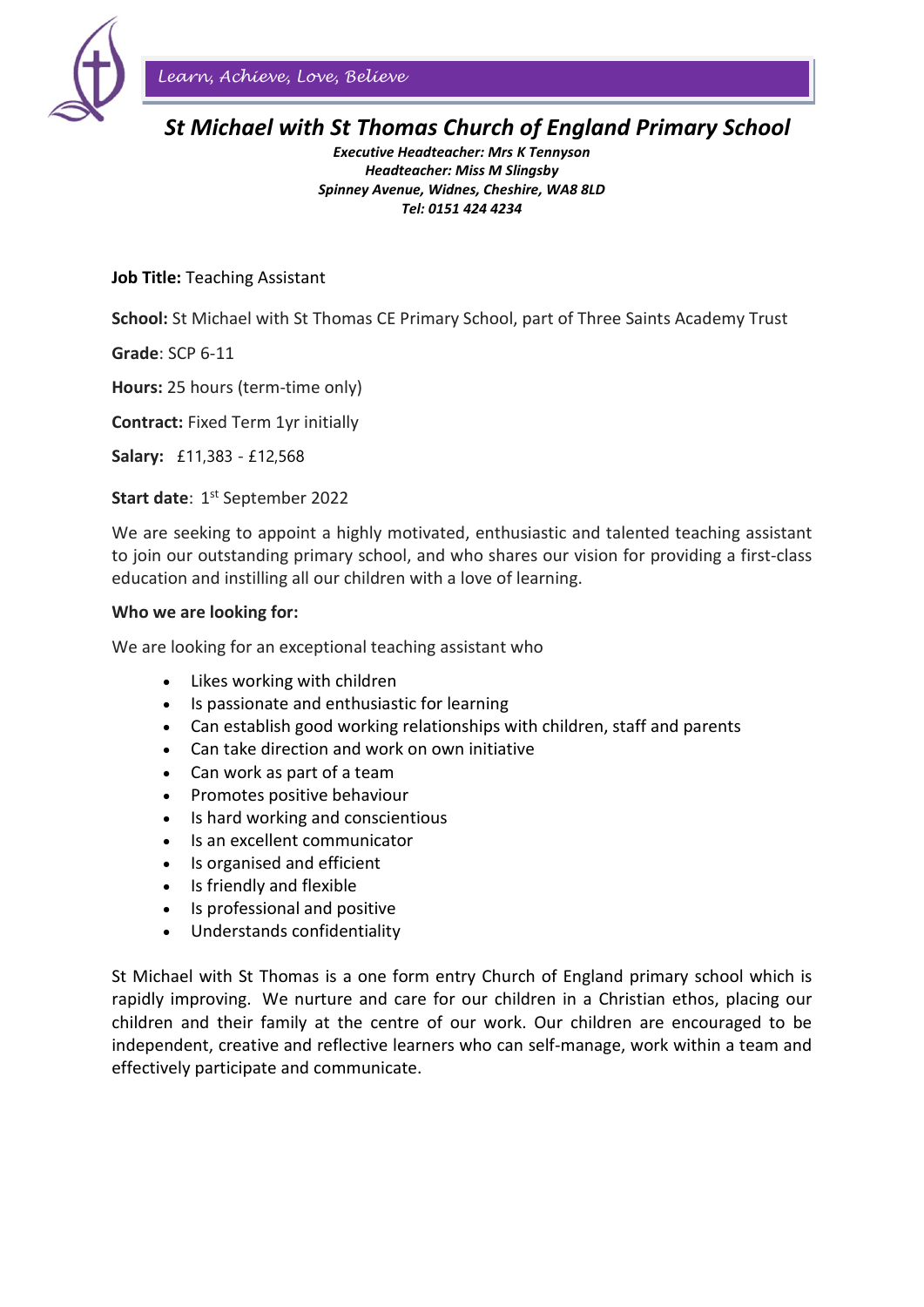*Learn, Achieve, Love, Believe*

# *St Michael with St Thomas Church of England Primary School*

***Executive Headteacher: Mrs K Tennyson***
***Headteacher: Miss M Slingsby***
***Spinney Avenue, Widnes, Cheshire, WA8 8LD***
***Tel: 0151 424 4234***

**Job Title:** Teaching Assistant

**School:** St Michael with St Thomas CE Primary School, part of Three Saints Academy Trust

**Grade**: SCP 6-11

**Hours:** 25 hours (term-time only)

**Contract:** Fixed Term 1yr initially

**Salary:** £11,383 - £12,568

**Start date**: 1st September 2022

We are seeking to appoint a highly motivated, enthusiastic and talented teaching assistant to join our outstanding primary school, and who shares our vision for providing a first-class education and instilling all our children with a love of learning.

**Who we are looking for:**

We are looking for an exceptional teaching assistant who

- Likes working with children
- Is passionate and enthusiastic for learning
- Can establish good working relationships with children, staff and parents
- Can take direction and work on own initiative
- Can work as part of a team
- Promotes positive behaviour
- Is hard working and conscientious
- Is an excellent communicator
- Is organised and efficient
- Is friendly and flexible
- Is professional and positive
- Understands confidentiality

St Michael with St Thomas is a one form entry Church of England primary school which is rapidly improving. We nurture and care for our children in a Christian ethos, placing our children and their family at the centre of our work. Our children are encouraged to be independent, creative and reflective learners who can self-manage, work within a team and effectively participate and communicate.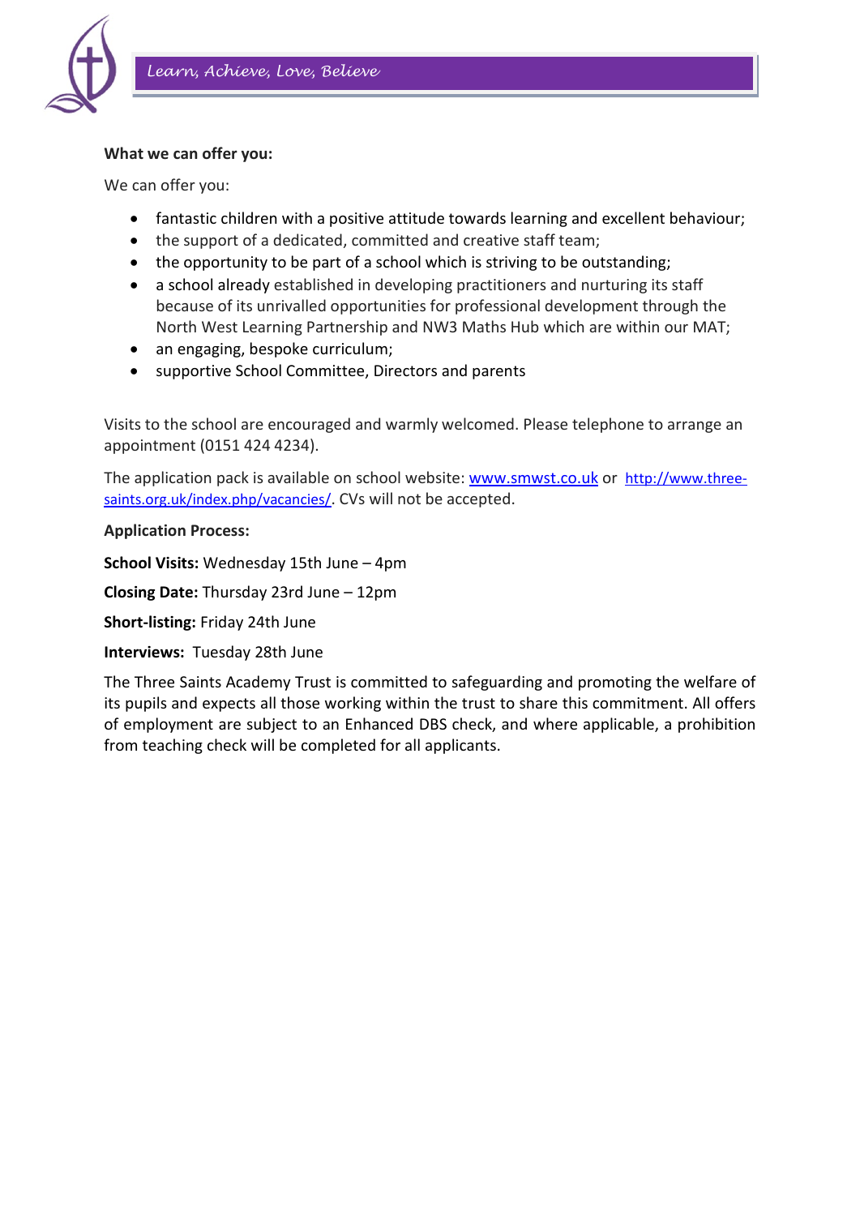**What we can offer you:**

We can offer you:

- fantastic children with a positive attitude towards learning and excellent behaviour;
- the support of a dedicated, committed and creative staff team;
- the opportunity to be part of a school which is striving to be outstanding;
- a school already established in developing practitioners and nurturing its staff because of its unrivalled opportunities for professional development through the North West Learning Partnership and NW3 Maths Hub which are within our MAT;
- an engaging, bespoke curriculum;
- supportive School Committee, Directors and parents

Visits to the school are encouraged and warmly welcomed. Please telephone to arrange an appointment (0151 424 4234).

The application pack is available on school website: www.smwst.co.uk or http://www.three-saints.org.uk/index.php/vacancies/. CVs will not be accepted.

**Application Process:**

**School Visits:** Wednesday 15th June – 4pm

**Closing Date:** Thursday 23rd June – 12pm

**Short-listing:** Friday 24th June

**Interviews:** Tuesday 28th June

The Three Saints Academy Trust is committed to safeguarding and promoting the welfare of its pupils and expects all those working within the trust to share this commitment. All offers of employment are subject to an Enhanced DBS check, and where applicable, a prohibition from teaching check will be completed for all applicants.